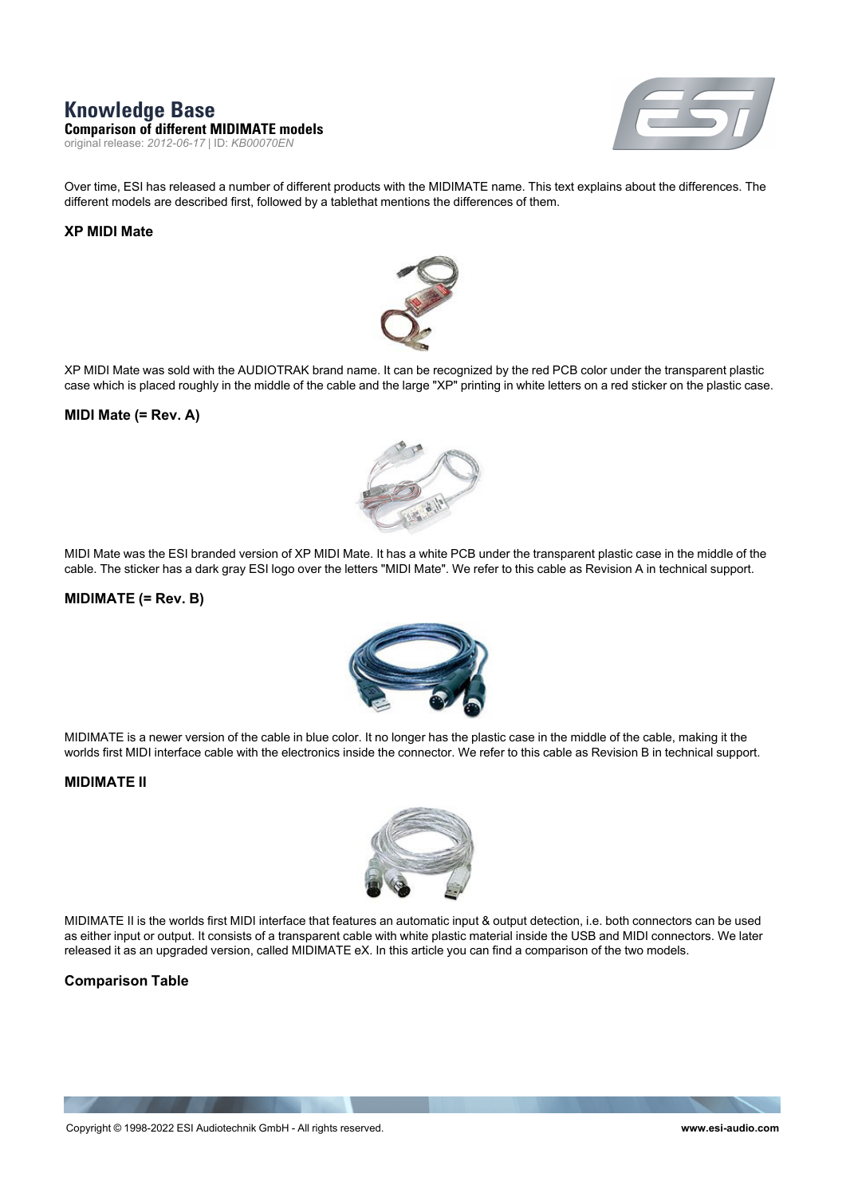# Knowledge Base

## Comparison of different MIDIMATE models

original release: *2012-06-17* | ID: *KB00070EN*

Over time, ESI has released a number of different products with the MIDIMATE name. This text explains about the differences. The different models are described first, followed by a tablethat mentions the differences of them.

### XP MIDI Mate

XP MIDI Mate was sold with the AUDIOTRAK brand name. It can be recognized by the red PCB color under the transparent plastic case which is placed roughly in the middle of the cable and the large "XP" printing in white letters on a red sticker on the plastic case.

### MIDI Mate (= Rev. A)

MIDI Mate was the ESI branded version of XP MIDI Mate. It has a white PCB under the transparent plastic case in the middle of the cable. The sticker has a dark gray ESI logo over the letters "MIDI Mate". We refer to this cable as Revision A in technical support.

### MIDIMATE (= Rev. B)

MIDIMATE is a newer version of the cable in blue color. It no longer has the plastic case in the middle of the cable, making it the worlds first MIDI interface cable with the electronics inside the connector. We refer to this cable as Revision B in technical support.

### MIDIMATE II

MIDIMATE II is the worlds first MIDI interface that features an automatic input & output detection, i.e. both connectors can be used as either input or output. It consists of a transparent cable with white plastic material inside the USB and MIDI connectors. We later released it as an upgraded version, called MIDIMATE eX. In this article you can find a comparison of the two models.

### Comparison Table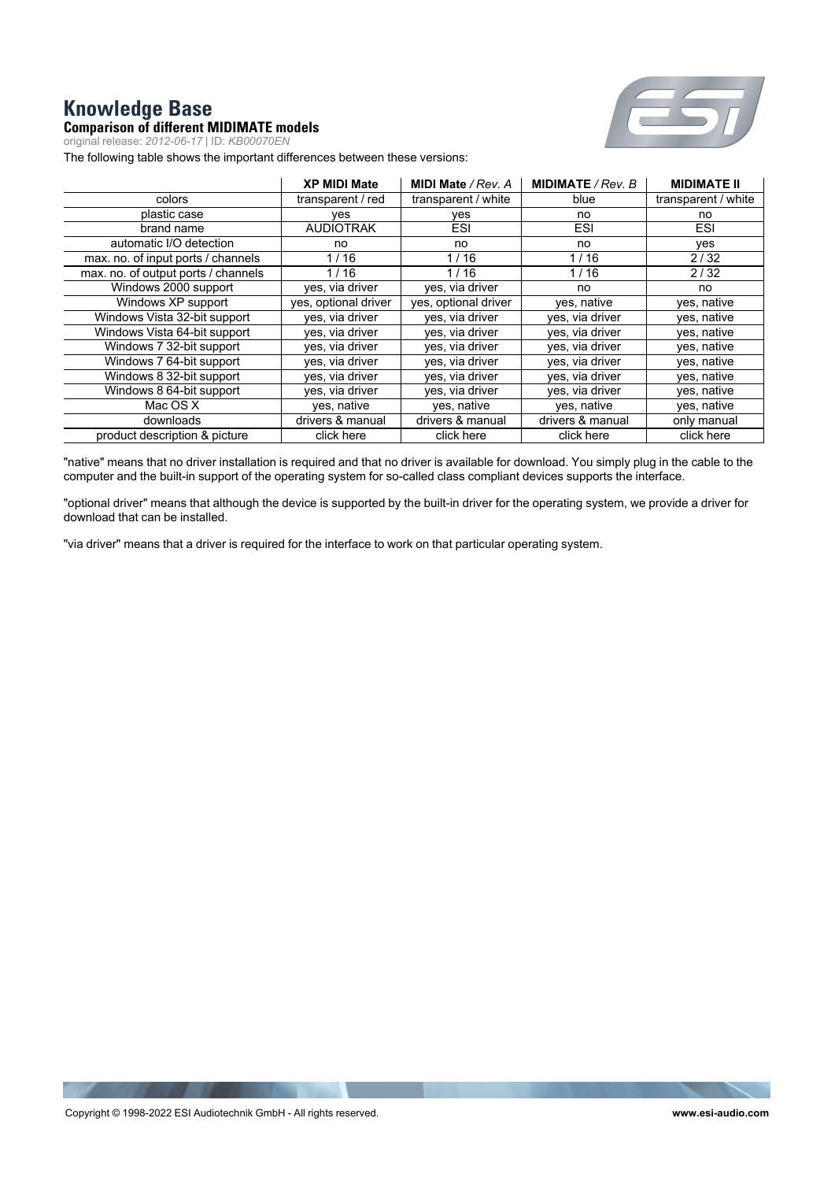# Knowledge Base

## Comparison of different MIDIMATE models

original release: *2012-06-17* | ID: *KB00070EN*

The following table shows the important differences between these versions:

| | **XP MIDI Mate** | **MIDI Mate** */ Rev. A* | **MIDIMATE** */ Rev. B* | **MIDIMATE II** |
|---|---|---|---|---|
| colors | transparent / red | transparent / white | blue | transparent / white |
| plastic case | yes | yes | no | no |
| brand name | AUDIOTRAK | ESI | ESI | ESI |
| automatic I/O detection | no | no | no | yes |
| max. no. of input ports / channels | 1 / 16 | 1 / 16 | 1 / 16 | 2 / 32 |
| max. no. of output ports / channels | 1 / 16 | 1 / 16 | 1 / 16 | 2 / 32 |
| Windows 2000 support | yes, via driver | yes, via driver | no | no |
| Windows XP support | yes, optional driver | yes, optional driver | yes, native | yes, native |
| Windows Vista 32-bit support | yes, via driver | yes, via driver | yes, via driver | yes, native |
| Windows Vista 64-bit support | yes, via driver | yes, via driver | yes, via driver | yes, native |
| Windows 7 32-bit support | yes, via driver | yes, via driver | yes, via driver | yes, native |
| Windows 7 64-bit support | yes, via driver | yes, via driver | yes, via driver | yes, native |
| Windows 8 32-bit support | yes, via driver | yes, via driver | yes, via driver | yes, native |
| Windows 8 64-bit support | yes, via driver | yes, via driver | yes, via driver | yes, native |
| Mac OS X | yes, native | yes, native | yes, native | yes, native |
| downloads | drivers & manual | drivers & manual | drivers & manual | only manual |
| product description & picture | click here | click here | click here | click here |

"native" means that no driver installation is required and that no driver is available for download. You simply plug in the cable to the computer and the built-in support of the operating system for so-called class compliant devices supports the interface.

"optional driver" means that although the device is supported by the built-in driver for the operating system, we provide a driver for download that can be installed.

"via driver" means that a driver is required for the interface to work on that particular operating system.